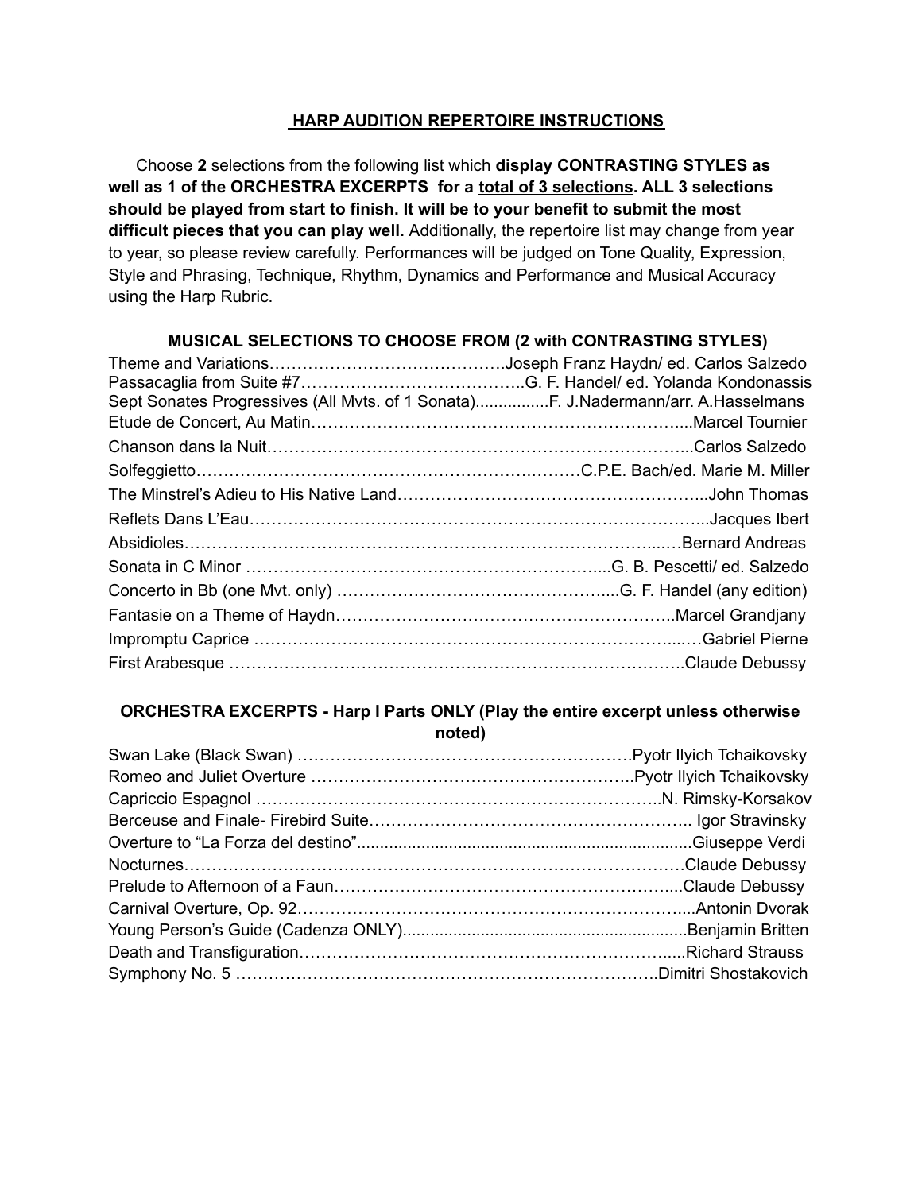## HARP AUDITION REPERTOIRE INSTRUCTIONS

Choose **2** selections from the following list which **display CONTRASTING STYLES as well as 1 of the ORCHESTRA EXCERPTS for a <u>total of 3 selections</u>. ALL 3 selections should be played from start to finish. It will be to your benefit to submit the most difficult pieces that you can play well.** Additionally, the repertoire list may change from year to year, so please review carefully. Performances will be judged on Tone Quality, Expression, Style and Phrasing, Technique, Rhythm, Dynamics and Performance and Musical Accuracy using the Harp Rubric.

### MUSICAL SELECTIONS TO CHOOSE FROM (2 with CONTRASTING STYLES)

Theme and Variations……………………………………Joseph Franz Haydn/ ed. Carlos Salzedo
Passacaglia from Suite #7…………………………………..G. F. Handel/ ed. Yolanda Kondonassis
Sept Sonates Progressives (All Mvts. of 1 Sonata)................F. J.Nadermann/arr. A.Hasselmans
Etude de Concert, Au Matin……………………………………………………………...Marcel Tournier
Chanson dans la Nuit…………………………………………………………………..Carlos Salzedo
Solfeggietto………………………………………………………..………C.P.E. Bach/ed. Marie M. Miller
The Minstrel's Adieu to His Native Land………………………………………………...John Thomas
Reflets Dans L'Eau………………………………………………………………………...Jacques Ibert
Absidioles……………………………………………………………………….....…Bernard Andreas
Sonata in C Minor ………………………………………………………....G. B. Pescetti/ ed. Salzedo
Concerto in Bb (one Mvt. only) …………………………………………....G. F. Handel (any edition)
Fantasie on a Theme of Haydn……………………………………………………..Marcel Grandjany
Impromptu Caprice ……………………………………………………………....…Gabriel Pierne
First Arabesque ……………………………………………………………………….Claude Debussy

### ORCHESTRA EXCERPTS - Harp I Parts ONLY (Play the entire excerpt unless otherwise noted)

Swan Lake (Black Swan) …………………………………………………….Pyotr Ilyich Tchaikovsky
Romeo and Juliet Overture …………………………………………………..Pyotr Ilyich Tchaikovsky
Capriccio Espagnol ………………………………………………………………..N. Rimsky-Korsakov
Berceuse and Finale- Firebird Suite………………………………………………….. Igor Stravinsky
Overture to "La Forza del destino"...........................................................................Giuseppe Verdi
Nocturnes……………………………………………………………………………Claude Debussy
Prelude to Afternoon of a Faun……………………………………………………....Claude Debussy
Carnival Overture, Op. 92…………………………………………………………....Antonin Dvorak
Young Person's Guide (Cadenza ONLY)..............................................................Benjamin Britten
Death and Transfiguration……………………………………………………….....Richard Strauss
Symphony No. 5 …………………………………………………………………..Dimitri Shostakovich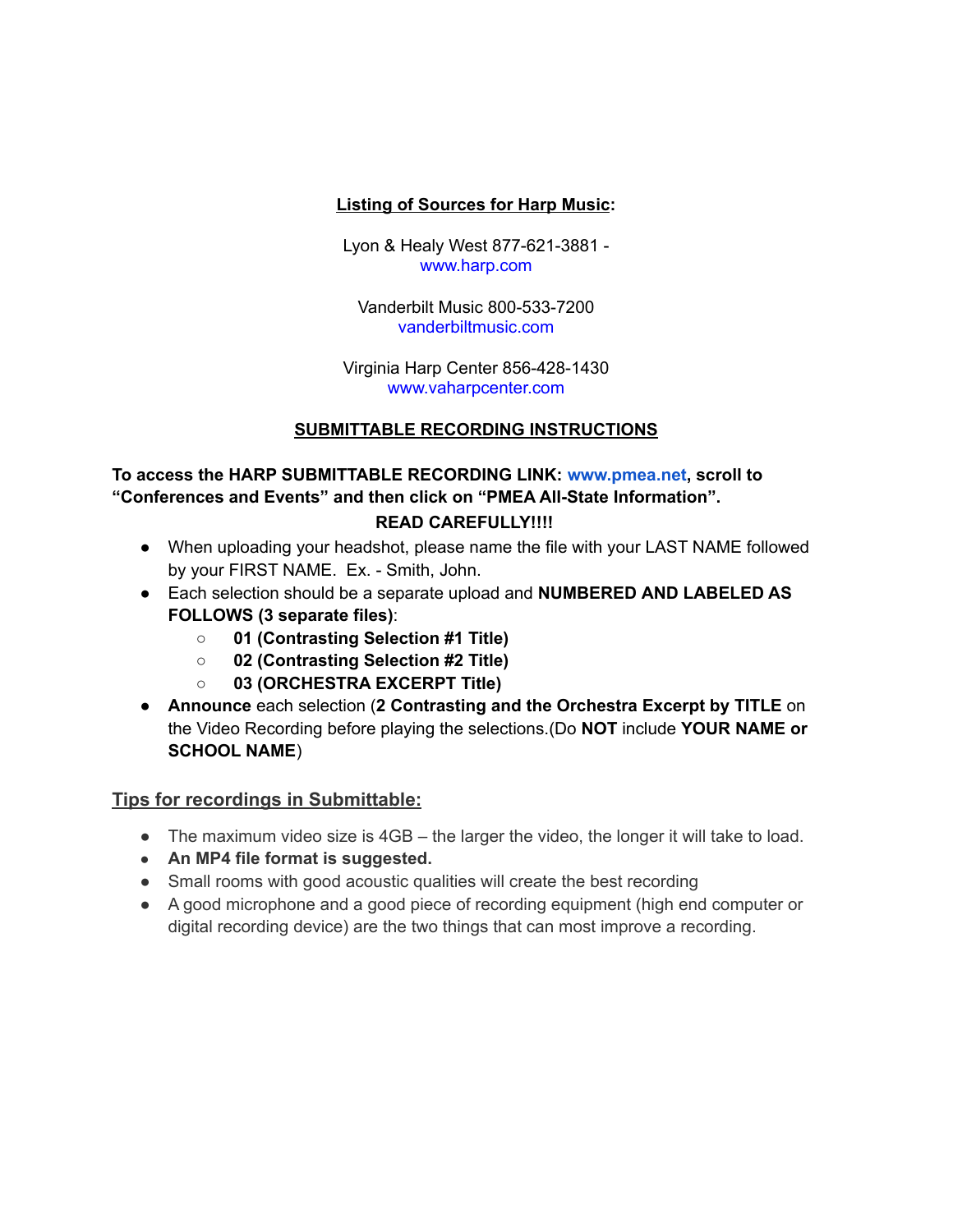**Listing of Sources for Harp Music:**

Lyon & Healy West 877-621-3881 -
www.harp.com

Vanderbilt Music 800-533-7200
vanderbiltmusic.com

Virginia Harp Center 856-428-1430
www.vaharpcenter.com

**SUBMITTABLE RECORDING INSTRUCTIONS**

**To access the HARP SUBMITTABLE RECORDING LINK: www.pmea.net, scroll to "Conferences and Events" and then click on "PMEA All-State Information".**

**READ CAREFULLY!!!!**

- When uploading your headshot, please name the file with your LAST NAME followed by your FIRST NAME. Ex. - Smith, John.
- Each selection should be a separate upload and **NUMBERED AND LABELED AS FOLLOWS (3 separate files)**:
  - **01 (Contrasting Selection #1 Title)**
  - **02 (Contrasting Selection #2 Title)**
  - **03 (ORCHESTRA EXCERPT Title)**
- **Announce** each selection (**2 Contrasting and the Orchestra Excerpt by TITLE** on the Video Recording before playing the selections.(Do **NOT** include **YOUR NAME or SCHOOL NAME**)

**Tips for recordings in Submittable:**

- The maximum video size is 4GB – the larger the video, the longer it will take to load.
- **An MP4 file format is suggested.**
- Small rooms with good acoustic qualities will create the best recording
- A good microphone and a good piece of recording equipment (high end computer or digital recording device) are the two things that can most improve a recording.